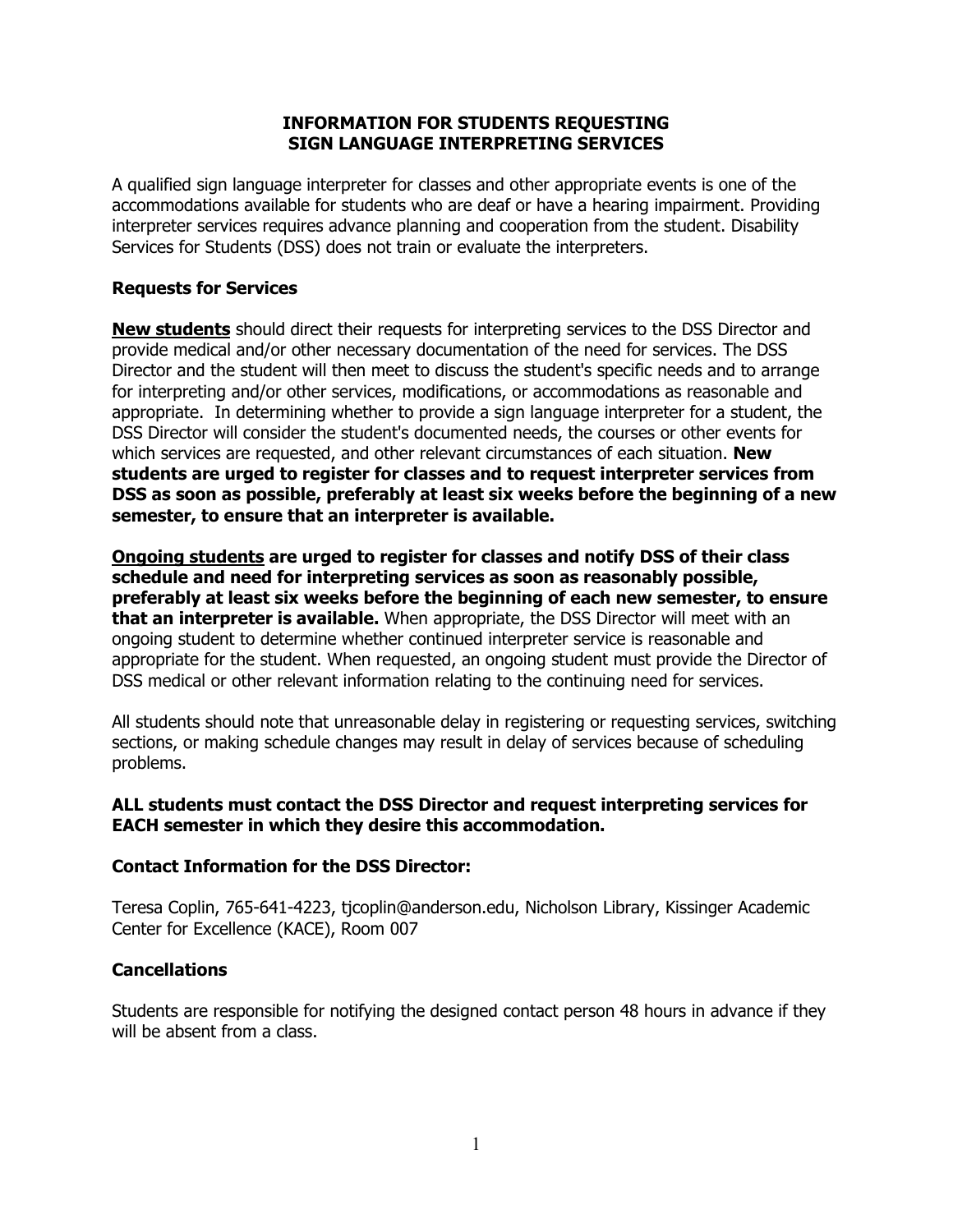# INFORMATION FOR STUDENTS REQUESTING SIGN LANGUAGE INTERPRETING SERVICES

A qualified sign language interpreter for classes and other appropriate events is one of the accommodations available for students who are deaf or have a hearing impairment. Providing interpreter services requires advance planning and cooperation from the student. Disability Services for Students (DSS) does not train or evaluate the interpreters.

## Requests for Services

**New students** should direct their requests for interpreting services to the DSS Director and provide medical and/or other necessary documentation of the need for services. The DSS Director and the student will then meet to discuss the student's specific needs and to arrange for interpreting and/or other services, modifications, or accommodations as reasonable and appropriate. In determining whether to provide a sign language interpreter for a student, the DSS Director will consider the student's documented needs, the courses or other events for which services are requested, and other relevant circumstances of each situation. **New students are urged to register for classes and to request interpreter services from DSS as soon as possible, preferably at least six weeks before the beginning of a new semester, to ensure that an interpreter is available.**

**Ongoing students are urged to register for classes and notify DSS of their class schedule and need for interpreting services as soon as reasonably possible, preferably at least six weeks before the beginning of each new semester, to ensure that an interpreter is available.** When appropriate, the DSS Director will meet with an ongoing student to determine whether continued interpreter service is reasonable and appropriate for the student. When requested, an ongoing student must provide the Director of DSS medical or other relevant information relating to the continuing need for services.

All students should note that unreasonable delay in registering or requesting services, switching sections, or making schedule changes may result in delay of services because of scheduling problems.

**ALL students must contact the DSS Director and request interpreting services for EACH semester in which they desire this accommodation.**

## Contact Information for the DSS Director:

Teresa Coplin, 765-641-4223, tjcoplin@anderson.edu, Nicholson Library, Kissinger Academic Center for Excellence (KACE), Room 007

## Cancellations

Students are responsible for notifying the designed contact person 48 hours in advance if they will be absent from a class.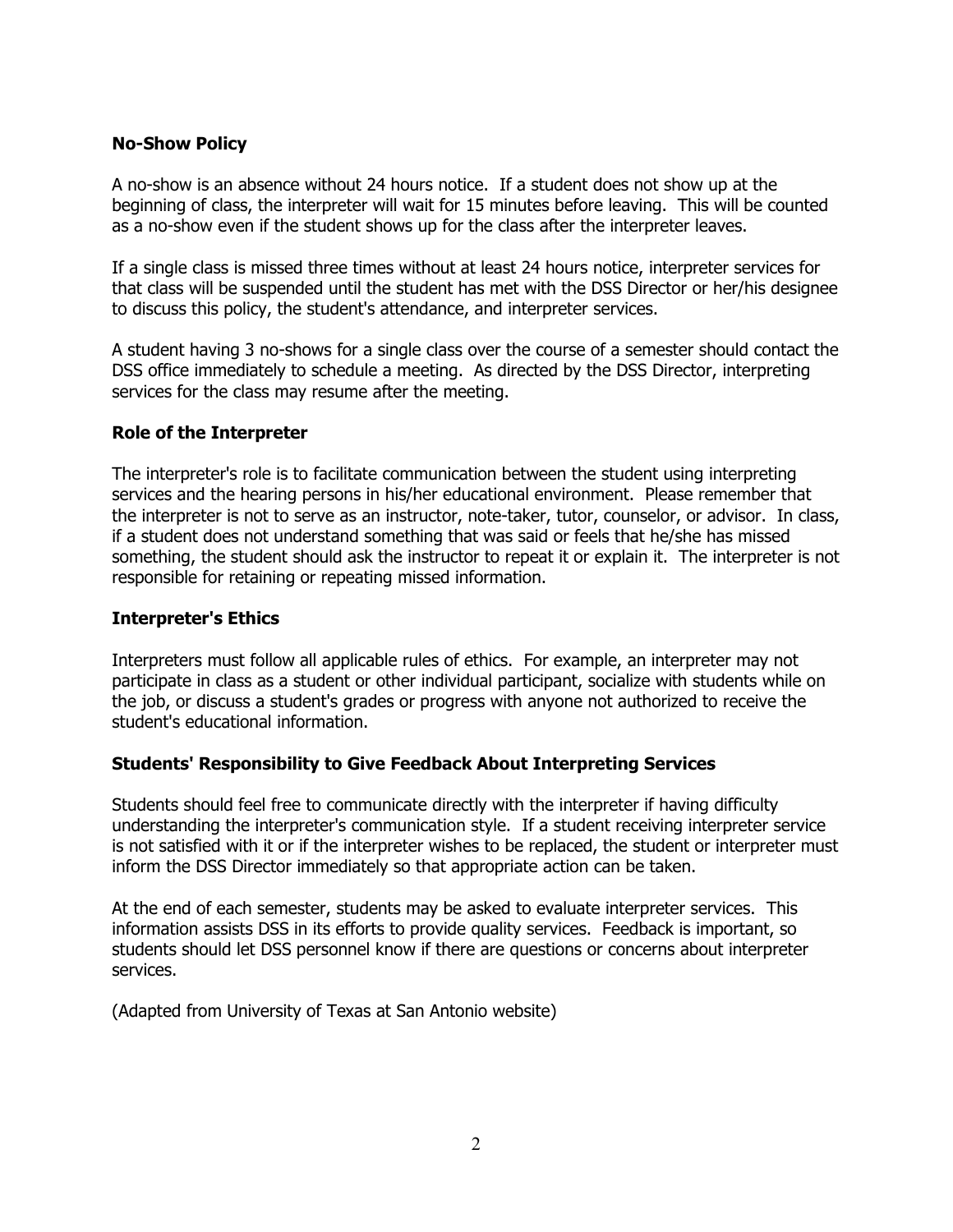**No-Show Policy**

A no-show is an absence without 24 hours notice. If a student does not show up at the beginning of class, the interpreter will wait for 15 minutes before leaving. This will be counted as a no-show even if the student shows up for the class after the interpreter leaves.

If a single class is missed three times without at least 24 hours notice, interpreter services for that class will be suspended until the student has met with the DSS Director or her/his designee to discuss this policy, the student's attendance, and interpreter services.

A student having 3 no-shows for a single class over the course of a semester should contact the DSS office immediately to schedule a meeting. As directed by the DSS Director, interpreting services for the class may resume after the meeting.

**Role of the Interpreter**

The interpreter's role is to facilitate communication between the student using interpreting services and the hearing persons in his/her educational environment. Please remember that the interpreter is not to serve as an instructor, note-taker, tutor, counselor, or advisor. In class, if a student does not understand something that was said or feels that he/she has missed something, the student should ask the instructor to repeat it or explain it. The interpreter is not responsible for retaining or repeating missed information.

**Interpreter's Ethics**

Interpreters must follow all applicable rules of ethics. For example, an interpreter may not participate in class as a student or other individual participant, socialize with students while on the job, or discuss a student's grades or progress with anyone not authorized to receive the student's educational information.

**Students' Responsibility to Give Feedback About Interpreting Services**

Students should feel free to communicate directly with the interpreter if having difficulty understanding the interpreter's communication style. If a student receiving interpreter service is not satisfied with it or if the interpreter wishes to be replaced, the student or interpreter must inform the DSS Director immediately so that appropriate action can be taken.

At the end of each semester, students may be asked to evaluate interpreter services. This information assists DSS in its efforts to provide quality services. Feedback is important, so students should let DSS personnel know if there are questions or concerns about interpreter services.

(Adapted from University of Texas at San Antonio website)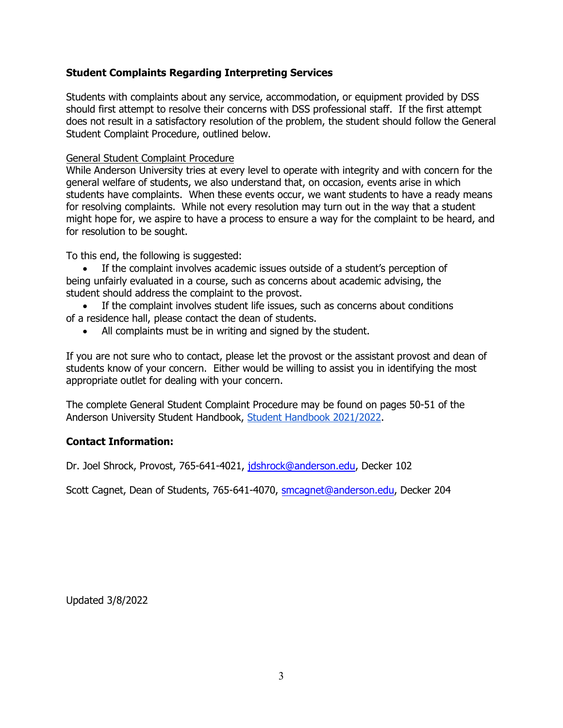**Student Complaints Regarding Interpreting Services**

Students with complaints about any service, accommodation, or equipment provided by DSS should first attempt to resolve their concerns with DSS professional staff. If the first attempt does not result in a satisfactory resolution of the problem, the student should follow the General Student Complaint Procedure, outlined below.

General Student Complaint Procedure

While Anderson University tries at every level to operate with integrity and with concern for the general welfare of students, we also understand that, on occasion, events arise in which students have complaints. When these events occur, we want students to have a ready means for resolving complaints. While not every resolution may turn out in the way that a student might hope for, we aspire to have a process to ensure a way for the complaint to be heard, and for resolution to be sought.

To this end, the following is suggested:

- If the complaint involves academic issues outside of a student's perception of being unfairly evaluated in a course, such as concerns about academic advising, the student should address the complaint to the provost.
- If the complaint involves student life issues, such as concerns about conditions of a residence hall, please contact the dean of students.
- All complaints must be in writing and signed by the student.

If you are not sure who to contact, please let the provost or the assistant provost and dean of students know of your concern. Either would be willing to assist you in identifying the most appropriate outlet for dealing with your concern.

The complete General Student Complaint Procedure may be found on pages 50-51 of the Anderson University Student Handbook, Student Handbook 2021/2022.

**Contact Information:**

Dr. Joel Shrock, Provost, 765-641-4021, jdshrock@anderson.edu, Decker 102

Scott Cagnet, Dean of Students, 765-641-4070, smcagnet@anderson.edu, Decker 204

Updated 3/8/2022